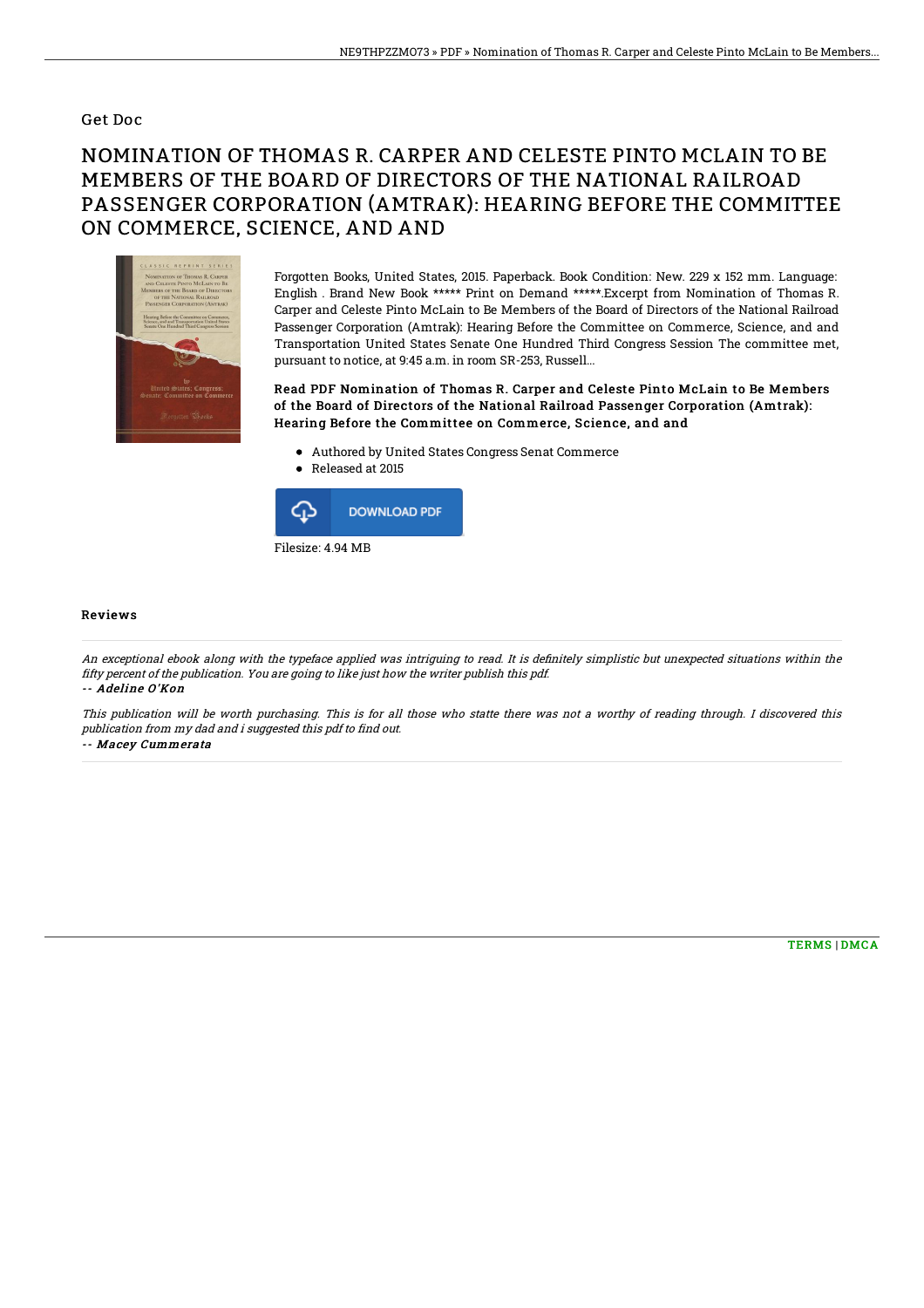Get Doc

# NOMINATION OF THOMAS R. CARPER AND CELESTE PINTO MCLAIN TO BE MEMBERS OF THE BOARD OF DIRECTORS OF THE NATIONAL RAILROAD PASSENGER CORPORATION (AMTRAK): HEARING BEFORE THE COMMITTEE ON COMMERCE, SCIENCE, AND AND

Forgotten Books, United States, 2015. Paperback. Book Condition: New. 229 x 152 mm. Language: English . Brand New Book ***** Print on Demand *****.Excerpt from Nomination of Thomas R. Carper and Celeste Pinto McLain to Be Members of the Board of Directors of the National Railroad Passenger Corporation (Amtrak): Hearing Before the Committee on Commerce, Science, and and Transportation United States Senate One Hundred Third Congress Session The committee met, pursuant to notice, at 9:45 a.m. in room SR-253, Russell...

**Read PDF Nomination of Thomas R. Carper and Celeste Pinto McLain to Be Members of the Board of Directors of the National Railroad Passenger Corporation (Amtrak): Hearing Before the Committee on Commerce, Science, and and**

- Authored by United States Congress Senat Commerce
- Released at 2015

DOWNLOAD PDF

Filesize: 4.94 MB

## Reviews

*An exceptional ebook along with the typeface applied was intriguing to read. It is definitely simplistic but unexpected situations within the fifty percent of the publication. You are going to like just how the writer publish this pdf.*

-- *Adeline O'Kon*

*This publication will be worth purchasing. This is for all those who statte there was not a worthy of reading through. I discovered this publication from my dad and i suggested this pdf to find out.*

-- *Macey Cummerata*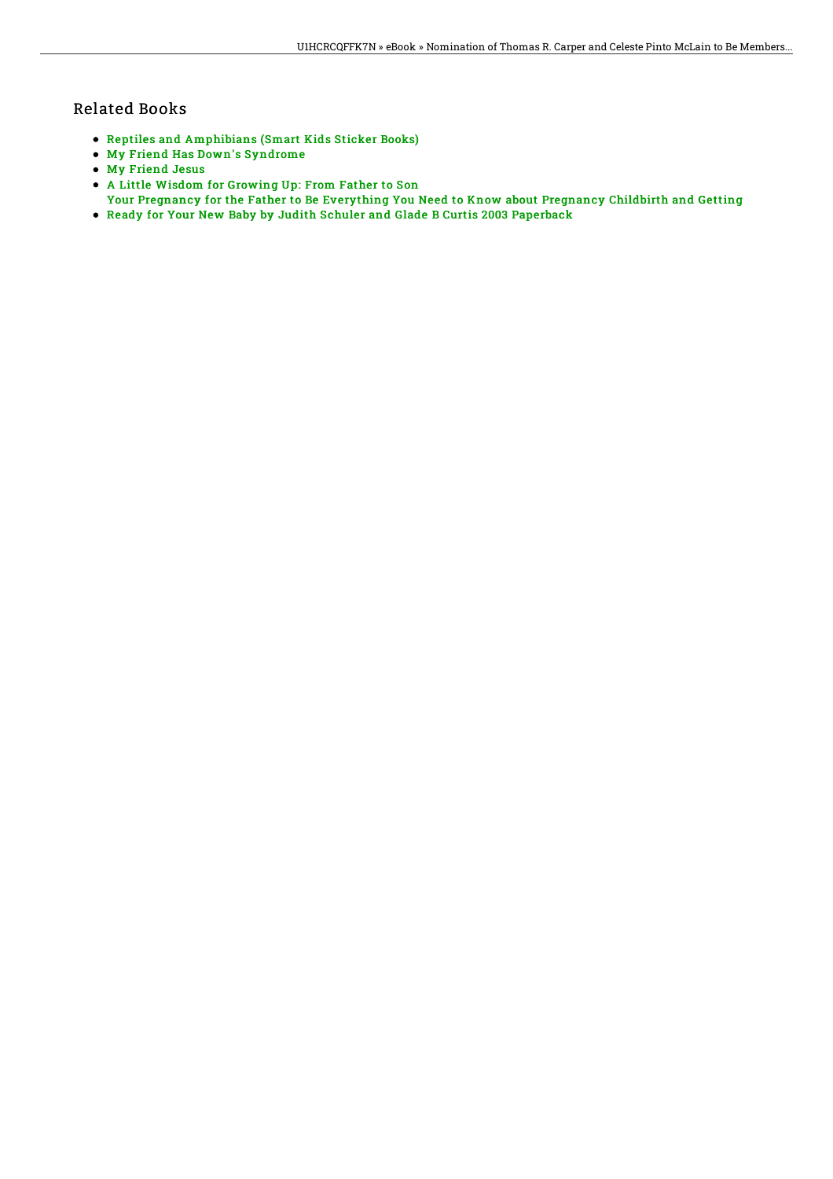## Related Books

- Reptiles and Amphibians (Smart Kids Sticker Books)
- My Friend Has Down's Syndrome
- My Friend Jesus
- A Little Wisdom for Growing Up: From Father to Son
  Your Pregnancy for the Father to Be Everything You Need to Know about Pregnancy Childbirth and Getting
- Ready for Your New Baby by Judith Schuler and Glade B Curtis 2003 Paperback